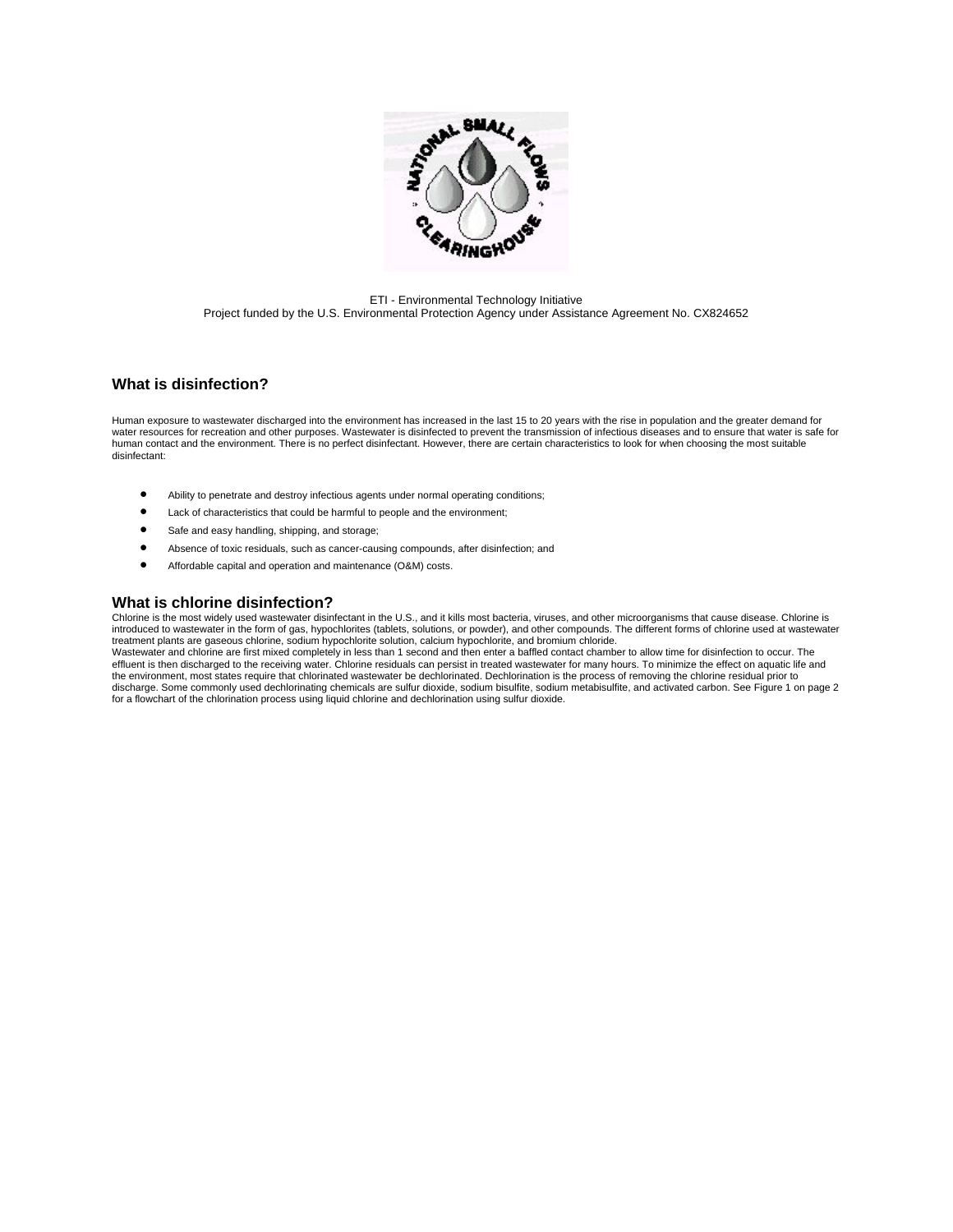ETI - Environmental Technology Initiative
Project funded by the U.S. Environmental Protection Agency under Assistance Agreement No. CX824652

## What is disinfection?

Human exposure to wastewater discharged into the environment has increased in the last 15 to 20 years with the rise in population and the greater demand for water resources for recreation and other purposes. Wastewater is disinfected to prevent the transmission of infectious diseases and to ensure that water is safe for human contact and the environment. There is no perfect disinfectant. However, there are certain characteristics to look for when choosing the most suitable disinfectant:

- Ability to penetrate and destroy infectious agents under normal operating conditions;
- Lack of characteristics that could be harmful to people and the environment;
- Safe and easy handling, shipping, and storage;
- Absence of toxic residuals, such as cancer-causing compounds, after disinfection; and
- Affordable capital and operation and maintenance (O&M) costs.

## What is chlorine disinfection?

Chlorine is the most widely used wastewater disinfectant in the U.S., and it kills most bacteria, viruses, and other microorganisms that cause disease. Chlorine is introduced to wastewater in the form of gas, hypochlorites (tablets, solutions, or powder), and other compounds. The different forms of chlorine used at wastewater treatment plants are gaseous chlorine, sodium hypochlorite solution, calcium hypochlorite, and bromium chloride.

Wastewater and chlorine are first mixed completely in less than 1 second and then enter a baffled contact chamber to allow time for disinfection to occur. The effluent is then discharged to the receiving water. Chlorine residuals can persist in treated wastewater for many hours. To minimize the effect on aquatic life and the environment, most states require that chlorinated wastewater be dechlorinated. Dechlorination is the process of removing the chlorine residual prior to discharge. Some commonly used dechlorinating chemicals are sulfur dioxide, sodium bisulfite, sodium metabisulfite, and activated carbon. See Figure 1 on page 2 for a flowchart of the chlorination process using liquid chlorine and dechlorination using sulfur dioxide.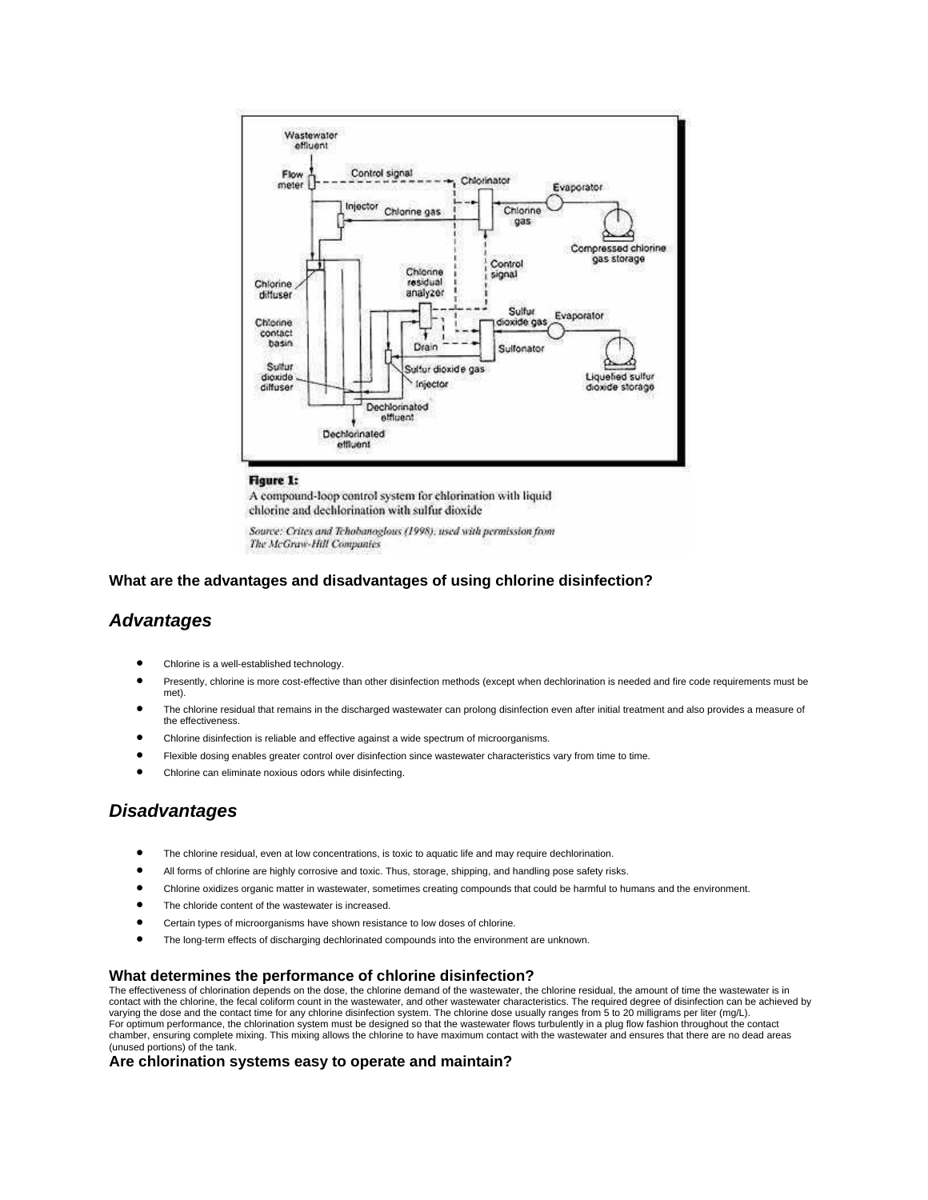**Figure 1:**
A compound-loop control system for chlorination with liquid chlorine and dechlorination with sulfur dioxide

*Source: Crites and Tchobanoglous (1998), used with permission from The McGraw-Hill Companies*

**What are the advantages and disadvantages of using chlorine disinfection?**

## *Advantages*

- Chlorine is a well-established technology.
- Presently, chlorine is more cost-effective than other disinfection methods (except when dechlorination is needed and fire code requirements must be met).
- The chlorine residual that remains in the discharged wastewater can prolong disinfection even after initial treatment and also provides a measure of the effectiveness.
- Chlorine disinfection is reliable and effective against a wide spectrum of microorganisms.
- Flexible dosing enables greater control over disinfection since wastewater characteristics vary from time to time.
- Chlorine can eliminate noxious odors while disinfecting.

## *Disadvantages*

- The chlorine residual, even at low concentrations, is toxic to aquatic life and may require dechlorination.
- All forms of chlorine are highly corrosive and toxic. Thus, storage, shipping, and handling pose safety risks.
- Chlorine oxidizes organic matter in wastewater, sometimes creating compounds that could be harmful to humans and the environment.
- The chloride content of the wastewater is increased.
- Certain types of microorganisms have shown resistance to low doses of chlorine.
- The long-term effects of discharging dechlorinated compounds into the environment are unknown.

### What determines the performance of chlorine disinfection?

The effectiveness of chlorination depends on the dose, the chlorine demand of the wastewater, the chlorine residual, the amount of time the wastewater is in contact with the chlorine, the fecal coliform count in the wastewater, and other wastewater characteristics. The required degree of disinfection can be achieved by varying the dose and the contact time for any chlorine disinfection system. The chlorine dose usually ranges from 5 to 20 milligrams per liter (mg/L).
For optimum performance, the chlorination system must be designed so that the wastewater flows turbulently in a plug flow fashion throughout the contact chamber, ensuring complete mixing. This mixing allows the chlorine to have maximum contact with the wastewater and ensures that there are no dead areas (unused portions) of the tank.

### Are chlorination systems easy to operate and maintain?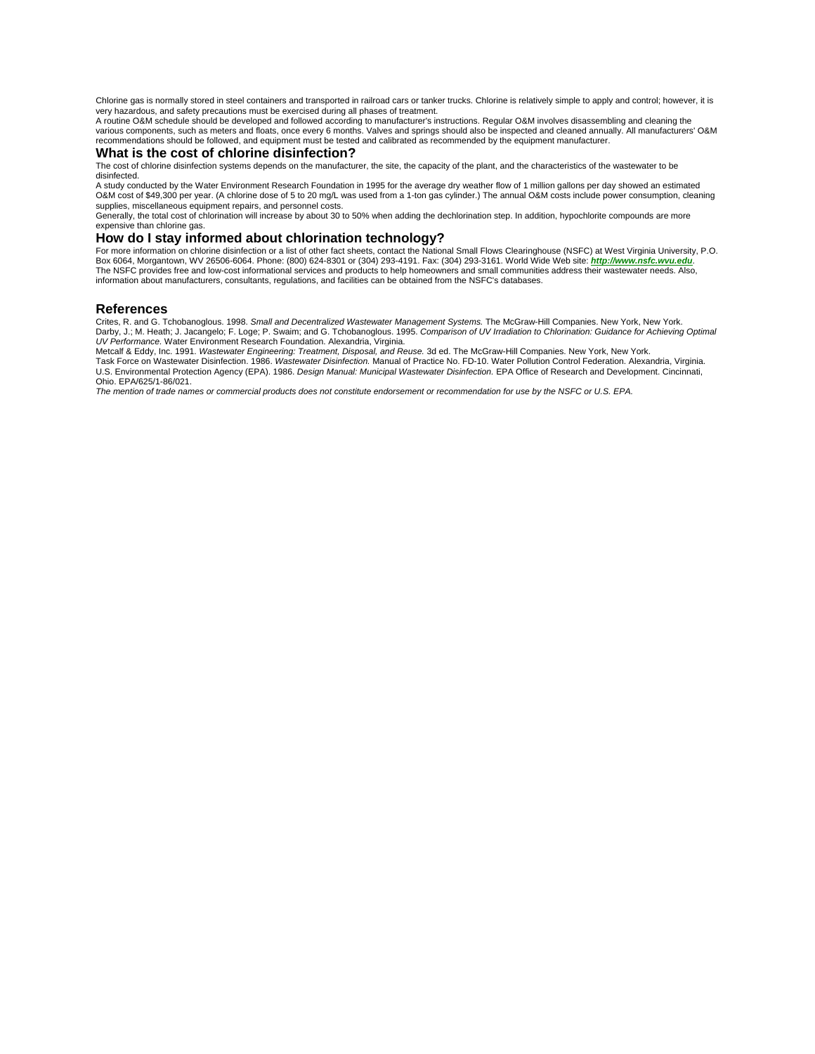Chlorine gas is normally stored in steel containers and transported in railroad cars or tanker trucks. Chlorine is relatively simple to apply and control; however, it is very hazardous, and safety precautions must be exercised during all phases of treatment.

A routine O&M schedule should be developed and followed according to manufacturer's instructions. Regular O&M involves disassembling and cleaning the various components, such as meters and floats, once every 6 months. Valves and springs should also be inspected and cleaned annually. All manufacturers' O&M recommendations should be followed, and equipment must be tested and calibrated as recommended by the equipment manufacturer.

## What is the cost of chlorine disinfection?

The cost of chlorine disinfection systems depends on the manufacturer, the site, the capacity of the plant, and the characteristics of the wastewater to be disinfected.

A study conducted by the Water Environment Research Foundation in 1995 for the average dry weather flow of 1 million gallons per day showed an estimated O&M cost of $49,300 per year. (A chlorine dose of 5 to 20 mg/L was used from a 1-ton gas cylinder.) The annual O&M costs include power consumption, cleaning supplies, miscellaneous equipment repairs, and personnel costs.

Generally, the total cost of chlorination will increase by about 30 to 50% when adding the dechlorination step. In addition, hypochlorite compounds are more expensive than chlorine gas.

## How do I stay informed about chlorination technology?

For more information on chlorine disinfection or a list of other fact sheets, contact the National Small Flows Clearinghouse (NSFC) at West Virginia University, P.O. Box 6064, Morgantown, WV 26506-6064. Phone: (800) 624-8301 or (304) 293-4191. Fax: (304) 293-3161. World Wide Web site: ***http://www.nsfc.wvu.edu***.

The NSFC provides free and low-cost informational services and products to help homeowners and small communities address their wastewater needs. Also, information about manufacturers, consultants, regulations, and facilities can be obtained from the NSFC's databases.

## References

Crites, R. and G. Tchobanoglous. 1998. *Small and Decentralized Wastewater Management Systems.* The McGraw-Hill Companies. New York, New York.

Darby, J.; M. Heath; J. Jacangelo; F. Loge; P. Swaim; and G. Tchobanoglous. 1995. *Comparison of UV Irradiation to Chlorination: Guidance for Achieving Optimal UV Performance.* Water Environment Research Foundation. Alexandria, Virginia.

Metcalf & Eddy, Inc. 1991. *Wastewater Engineering: Treatment, Disposal, and Reuse.* 3d ed. The McGraw-Hill Companies. New York, New York.

Task Force on Wastewater Disinfection. 1986. *Wastewater Disinfection.* Manual of Practice No. FD-10. Water Pollution Control Federation. Alexandria, Virginia.

U.S. Environmental Protection Agency (EPA). 1986. *Design Manual: Municipal Wastewater Disinfection.* EPA Office of Research and Development. Cincinnati, Ohio. EPA/625/1-86/021.

*The mention of trade names or commercial products does not constitute endorsement or recommendation for use by the NSFC or U.S. EPA.*